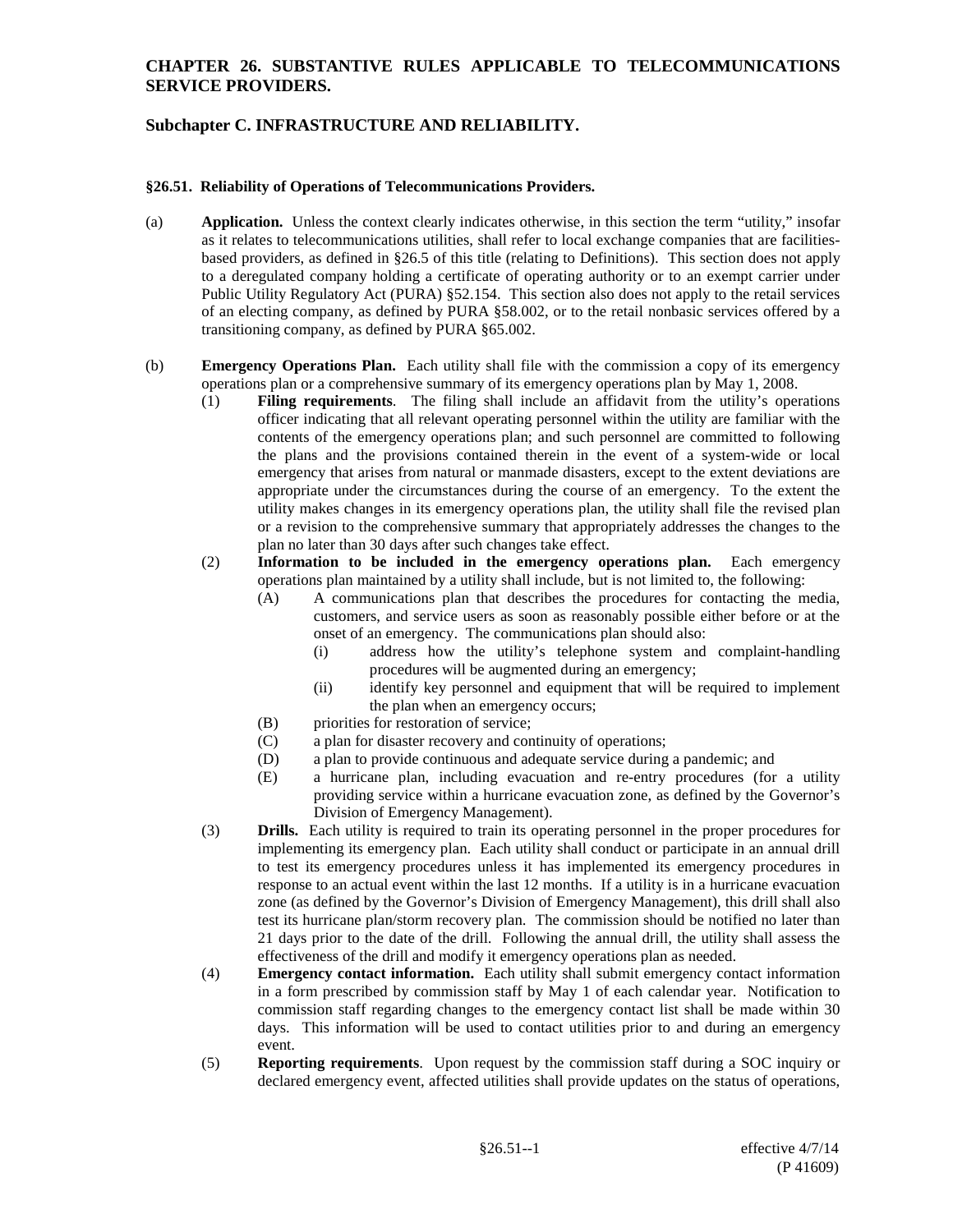# CHAPTER 26. SUBSTANTIVE RULES APPLICABLE TO TELECOMMUNICATIONS SERVICE PROVIDERS.

## Subchapter C. INFRASTRUCTURE AND RELIABILITY.

### §26.51. Reliability of Operations of Telecommunications Providers.

(a) **Application.** Unless the context clearly indicates otherwise, in this section the term "utility," insofar as it relates to telecommunications utilities, shall refer to local exchange companies that are facilities-based providers, as defined in §26.5 of this title (relating to Definitions). This section does not apply to a deregulated company holding a certificate of operating authority or to an exempt carrier under Public Utility Regulatory Act (PURA) §52.154. This section also does not apply to the retail services of an electing company, as defined by PURA §58.002, or to the retail nonbasic services offered by a transitioning company, as defined by PURA §65.002.

(b) **Emergency Operations Plan.** Each utility shall file with the commission a copy of its emergency operations plan or a comprehensive summary of its emergency operations plan by May 1, 2008.

(1) **Filing requirements**. The filing shall include an affidavit from the utility's operations officer indicating that all relevant operating personnel within the utility are familiar with the contents of the emergency operations plan; and such personnel are committed to following the plans and the provisions contained therein in the event of a system-wide or local emergency that arises from natural or manmade disasters, except to the extent deviations are appropriate under the circumstances during the course of an emergency. To the extent the utility makes changes in its emergency operations plan, the utility shall file the revised plan or a revision to the comprehensive summary that appropriately addresses the changes to the plan no later than 30 days after such changes take effect.

(2) **Information to be included in the emergency operations plan.** Each emergency operations plan maintained by a utility shall include, but is not limited to, the following:

(A) A communications plan that describes the procedures for contacting the media, customers, and service users as soon as reasonably possible either before or at the onset of an emergency. The communications plan should also:

(i) address how the utility's telephone system and complaint-handling procedures will be augmented during an emergency;

(ii) identify key personnel and equipment that will be required to implement the plan when an emergency occurs;

(B) priorities for restoration of service;

(C) a plan for disaster recovery and continuity of operations;

(D) a plan to provide continuous and adequate service during a pandemic; and

(E) a hurricane plan, including evacuation and re-entry procedures (for a utility providing service within a hurricane evacuation zone, as defined by the Governor's Division of Emergency Management).

(3) **Drills.** Each utility is required to train its operating personnel in the proper procedures for implementing its emergency plan. Each utility shall conduct or participate in an annual drill to test its emergency procedures unless it has implemented its emergency procedures in response to an actual event within the last 12 months. If a utility is in a hurricane evacuation zone (as defined by the Governor's Division of Emergency Management), this drill shall also test its hurricane plan/storm recovery plan. The commission should be notified no later than 21 days prior to the date of the drill. Following the annual drill, the utility shall assess the effectiveness of the drill and modify it emergency operations plan as needed.

(4) **Emergency contact information.** Each utility shall submit emergency contact information in a form prescribed by commission staff by May 1 of each calendar year. Notification to commission staff regarding changes to the emergency contact list shall be made within 30 days. This information will be used to contact utilities prior to and during an emergency event.

(5) **Reporting requirements**. Upon request by the commission staff during a SOC inquiry or declared emergency event, affected utilities shall provide updates on the status of operations,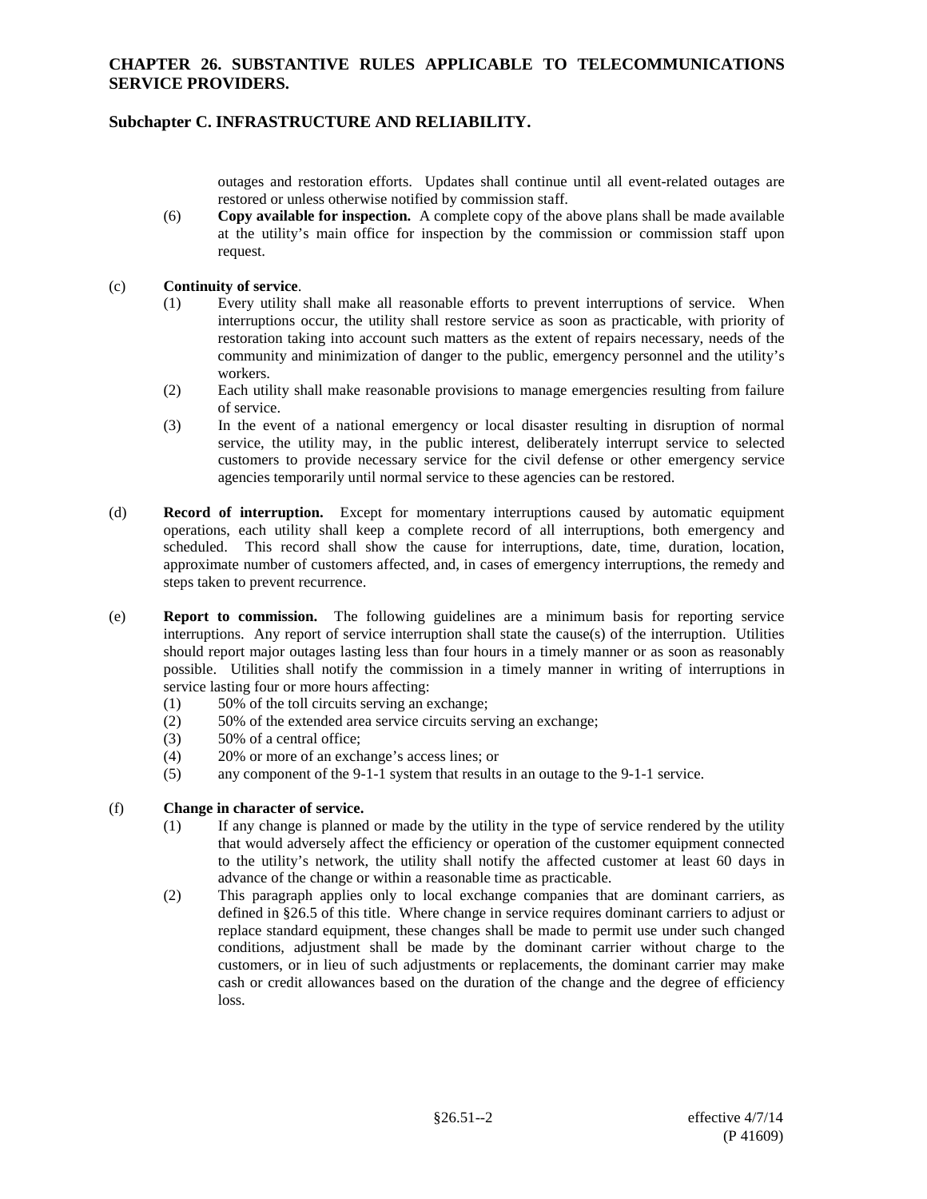outages and restoration efforts. Updates shall continue until all event-related outages are restored or unless otherwise notified by commission staff.

(6) **Copy available for inspection.** A complete copy of the above plans shall be made available at the utility's main office for inspection by the commission or commission staff upon request.

(c) **Continuity of service**.

(1) Every utility shall make all reasonable efforts to prevent interruptions of service. When interruptions occur, the utility shall restore service as soon as practicable, with priority of restoration taking into account such matters as the extent of repairs necessary, needs of the community and minimization of danger to the public, emergency personnel and the utility's workers.

(2) Each utility shall make reasonable provisions to manage emergencies resulting from failure of service.

(3) In the event of a national emergency or local disaster resulting in disruption of normal service, the utility may, in the public interest, deliberately interrupt service to selected customers to provide necessary service for the civil defense or other emergency service agencies temporarily until normal service to these agencies can be restored.

(d) **Record of interruption.** Except for momentary interruptions caused by automatic equipment operations, each utility shall keep a complete record of all interruptions, both emergency and scheduled. This record shall show the cause for interruptions, date, time, duration, location, approximate number of customers affected, and, in cases of emergency interruptions, the remedy and steps taken to prevent recurrence.

(e) **Report to commission.** The following guidelines are a minimum basis for reporting service interruptions. Any report of service interruption shall state the cause(s) of the interruption. Utilities should report major outages lasting less than four hours in a timely manner or as soon as reasonably possible. Utilities shall notify the commission in a timely manner in writing of interruptions in service lasting four or more hours affecting:

(1) 50% of the toll circuits serving an exchange;

(2) 50% of the extended area service circuits serving an exchange;

(3) 50% of a central office;

(4) 20% or more of an exchange's access lines; or

(5) any component of the 9-1-1 system that results in an outage to the 9-1-1 service.

(f) **Change in character of service.**

(1) If any change is planned or made by the utility in the type of service rendered by the utility that would adversely affect the efficiency or operation of the customer equipment connected to the utility's network, the utility shall notify the affected customer at least 60 days in advance of the change or within a reasonable time as practicable.

(2) This paragraph applies only to local exchange companies that are dominant carriers, as defined in §26.5 of this title. Where change in service requires dominant carriers to adjust or replace standard equipment, these changes shall be made to permit use under such changed conditions, adjustment shall be made by the dominant carrier without charge to the customers, or in lieu of such adjustments or replacements, the dominant carrier may make cash or credit allowances based on the duration of the change and the degree of efficiency loss.